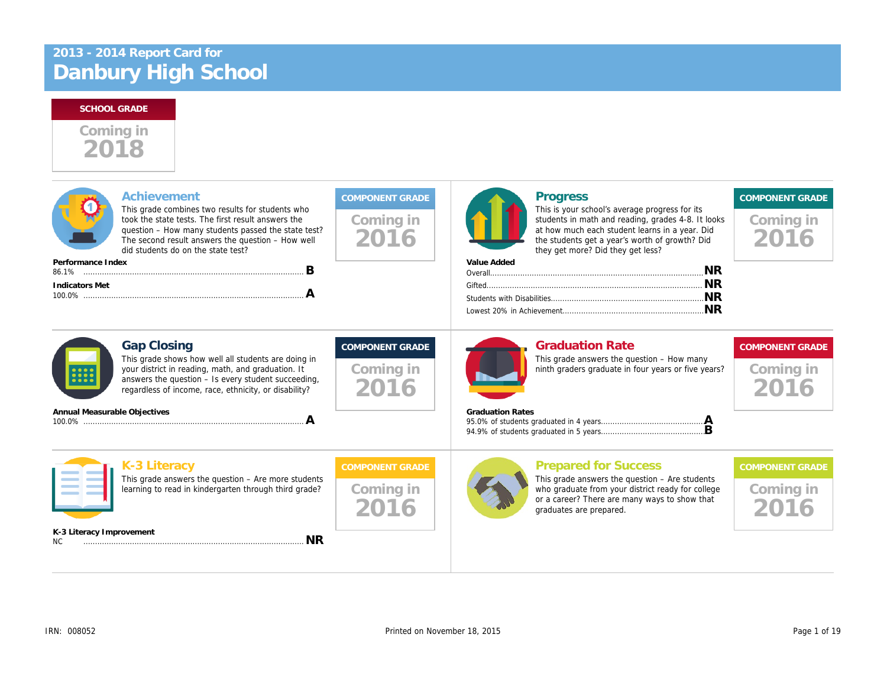# 2013 - 2014 Report Card for Danbury High School

**SCHOOL GRADE**

Coming in 2018

## Achievement

This grade combines two results for students who took the state tests. The first result answers the question – How many students passed the state test? The second result answers the question – How well did students do on the state test?

**COMPONENT GRADE**

Coming in 2016

| | | |
|---|---|---|
| **Performance Index** | 86.1% | **B** |
| **Indicators Met** | 100.0% | **A** |

## Progress

This is your school's average progress for its students in math and reading, grades 4-8. It looks at how much each student learns in a year. Did the students get a year's worth of growth? Did they get more? Did they get less?

**COMPONENT GRADE**

Coming in 2016

**Value Added**

| | |
|---|---|
| Overall | **NR** |
| Gifted | **NR** |
| Students with Disabilities | **NR** |
| Lowest 20% in Achievement | **NR** |

## Gap Closing

This grade shows how well all students are doing in your district in reading, math, and graduation. It answers the question – Is every student succeeding, regardless of income, race, ethnicity, or disability?

**COMPONENT GRADE**

Coming in 2016

| | | |
|---|---|---|
| **Annual Measurable Objectives** | 100.0% | **A** |

## Graduation Rate

This grade answers the question – How many ninth graders graduate in four years or five years?

**COMPONENT GRADE**

Coming in 2016

**Graduation Rates**

| | |
|---|---|
| 95.0% of students graduated in 4 years | **A** |
| 94.9% of students graduated in 5 years | **B** |

## K-3 Literacy

This grade answers the question – Are more students learning to read in kindergarten through third grade?

**COMPONENT GRADE**

Coming in 2016

| | | |
|---|---|---|
| **K-3 Literacy Improvement** | NC | **NR** |

## Prepared for Success

This grade answers the question – Are students who graduate from your district ready for college or a career? There are many ways to show that graduates are prepared.

**COMPONENT GRADE**

Coming in 2016

IRN: 008052

Printed on November 18, 2015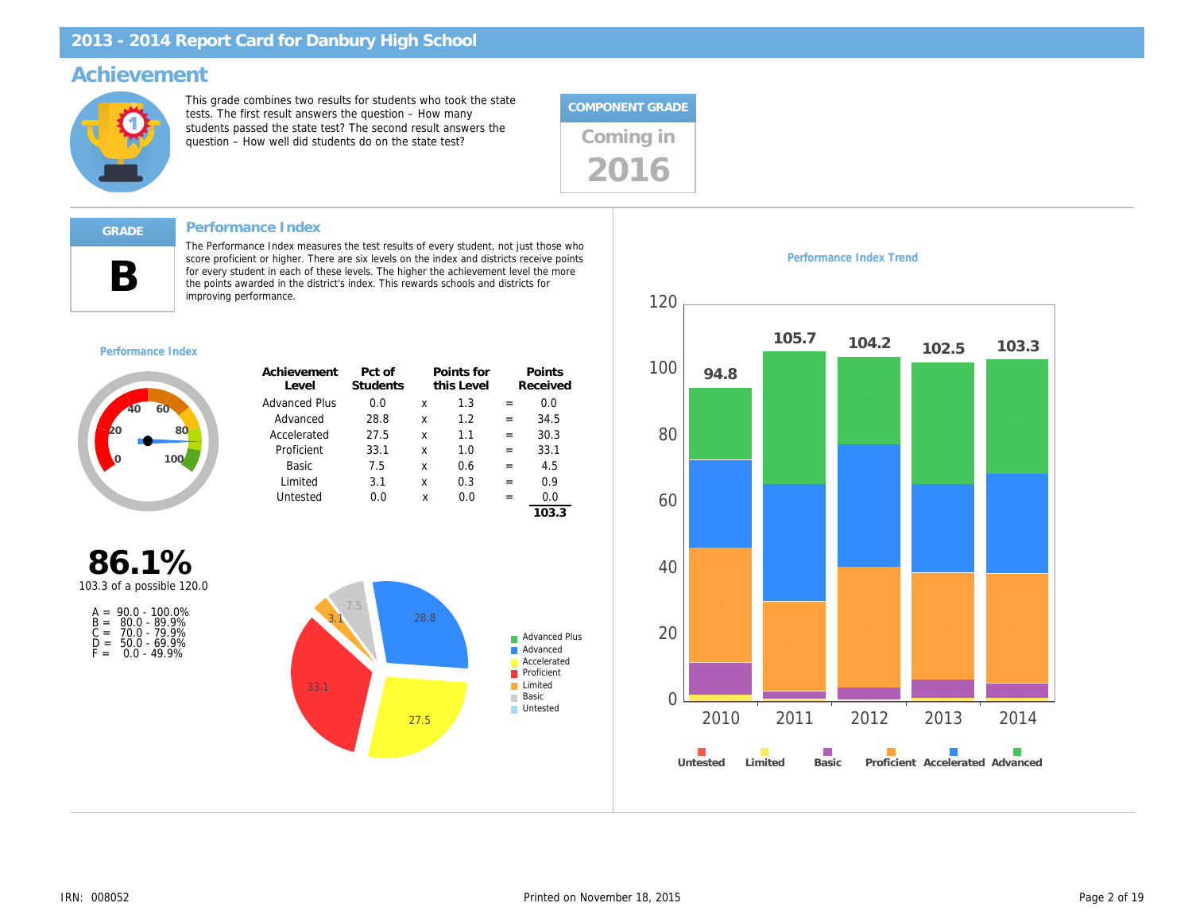# 2013 - 2014 Report Card for Danbury High School

## Achievement

This grade combines two results for students who took the state tests. The first result answers the question – How many students passed the state test? The second result answers the question – How well did students do on the state test?

**COMPONENT GRADE**

Coming in 2016

**GRADE**

**B**

### Performance Index

The Performance Index measures the test results of every student, not just those who score proficient or higher. There are six levels on the index and districts receive points for every student in each of these levels. The higher the achievement level the more the points awarded in the district's index. This rewards schools and districts for improving performance.

**Performance Index**

**86.1%**

103.3 of a possible 120.0

A = 90.0 - 100.0%
B = 80.0 - 89.9%
C = 70.0 - 79.9%
D = 50.0 - 69.9%
F = 0.0 - 49.9%

| Achievement Level | Pct of Students | | Points for this Level | | Points Received |
|---|---|---|---|---|---|
| Advanced Plus | 0.0 | x | 1.3 | = | 0.0 |
| Advanced | 28.8 | x | 1.2 | = | 34.5 |
| Accelerated | 27.5 | x | 1.1 | = | 30.3 |
| Proficient | 33.1 | x | 1.0 | = | 33.1 |
| Basic | 7.5 | x | 0.6 | = | 4.5 |
| Limited | 3.1 | x | 0.3 | = | 0.9 |
| Untested | 0.0 | x | 0.0 | = | 0.0 |
| | | | | | **103.3** |

**Performance Index Trend**

| Year | Performance Index |
|---|---|
| 2010 | 94.8 |
| 2011 | 105.7 |
| 2012 | 104.2 |
| 2013 | 102.5 |
| 2014 | 103.3 |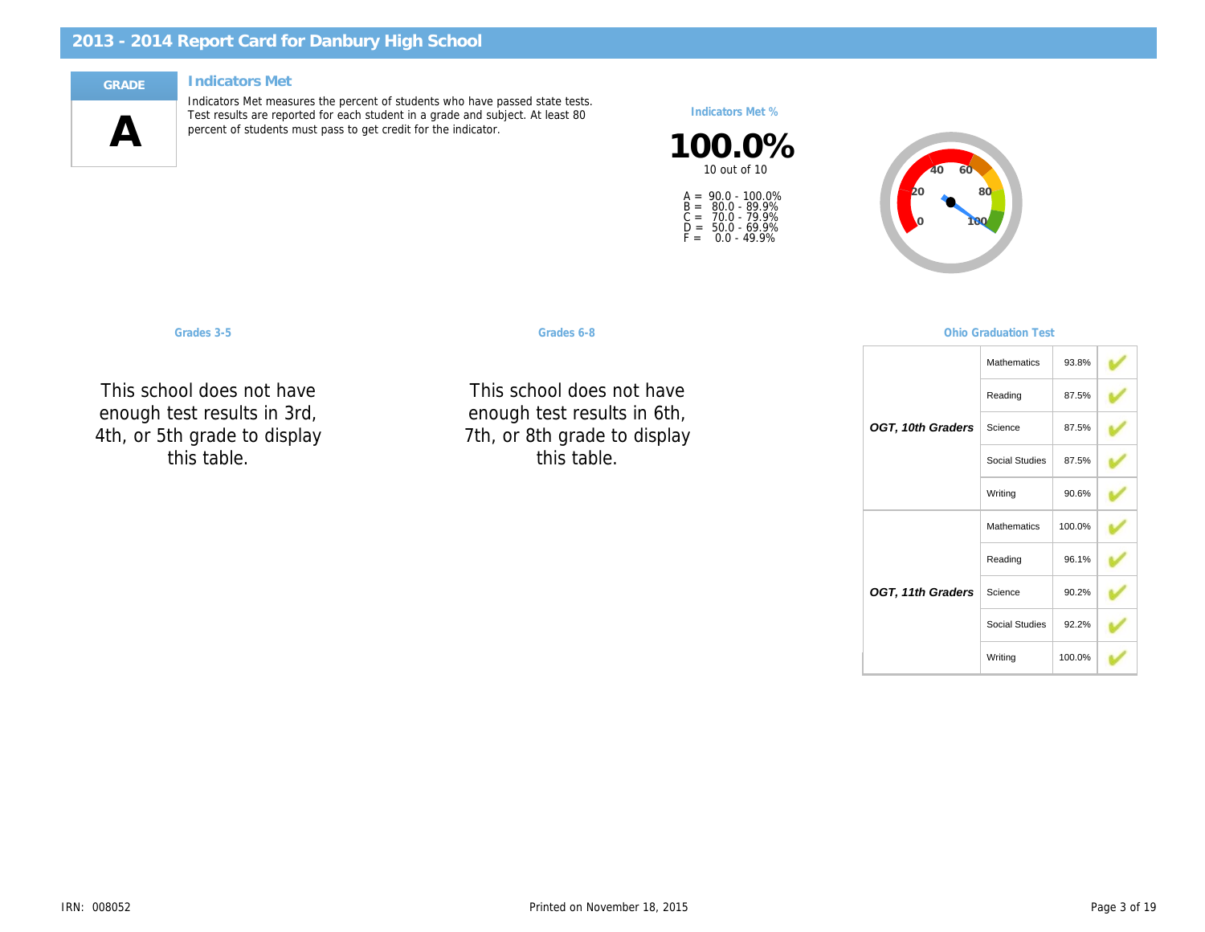# 2013 - 2014 Report Card for Danbury High School

**GRADE**

**A**

## Indicators Met

Indicators Met measures the percent of students who have passed state tests. Test results are reported for each student in a grade and subject. At least 80 percent of students must pass to get credit for the indicator.

**Indicators Met %**

**100.0%**

10 out of 10

A = 90.0 - 100.0%
B = 80.0 - 89.9%
C = 70.0 - 79.9%
D = 50.0 - 69.9%
F = 0.0 - 49.9%

### Grades 3-5

This school does not have enough test results in 3rd, 4th, or 5th grade to display this table.

### Grades 6-8

This school does not have enough test results in 6th, 7th, or 8th grade to display this table.

### Ohio Graduation Test

| | Subject | Percent | Met |
|---|---|---|---|
| *OGT, 10th Graders* | Mathematics | 93.8% | ✓ |
| | Reading | 87.5% | ✓ |
| | Science | 87.5% | ✓ |
| | Social Studies | 87.5% | ✓ |
| | Writing | 90.6% | ✓ |
| *OGT, 11th Graders* | Mathematics | 100.0% | ✓ |
| | Reading | 96.1% | ✓ |
| | Science | 90.2% | ✓ |
| | Social Studies | 92.2% | ✓ |
| | Writing | 100.0% | ✓ |

IRN: 008052

Printed on November 18, 2015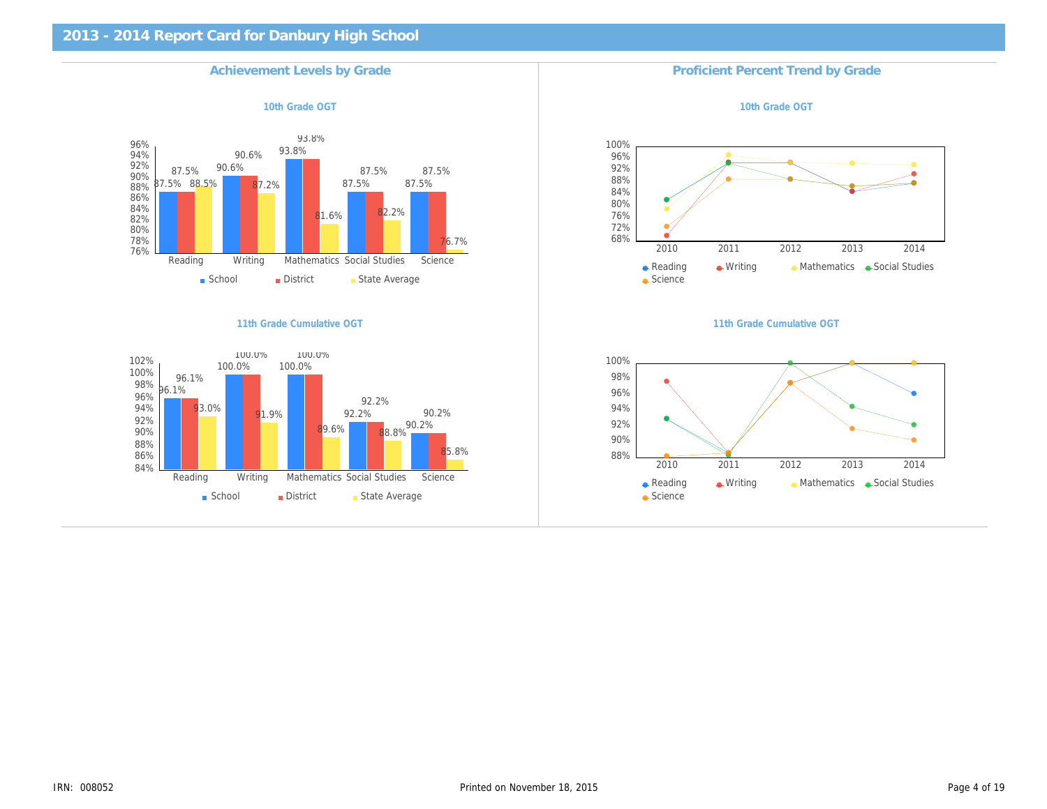# 2013 - 2014 Report Card for Danbury High School

## Achievement Levels by Grade

### 10th Grade OGT

| | School | District | State Average |
|---|---|---|---|
| Reading | 87.5% | 87.5% | 88.5% |
| Writing | 90.6% | 90.6% | 87.2% |
| Mathematics | 93.8% | 93.8% | 81.6% |
| Social Studies | 87.5% | 87.5% | 82.2% |
| Science | 87.5% | 87.5% | 76.7% |

### 11th Grade Cumulative OGT

| | School | District | State Average |
|---|---|---|---|
| Reading | 96.1% | 96.1% | 93.0% |
| Writing | 100.0% | 100.0% | 91.9% |
| Mathematics | 100.0% | 100.0% | 89.6% |
| Social Studies | 92.2% | 92.2% | 88.8% |
| Science | 90.2% | 90.2% | 85.8% |

## Proficient Percent Trend by Grade

### 10th Grade OGT

Legend: Reading, Writing, Mathematics, Social Studies, Science (2010–2014)

### 11th Grade Cumulative OGT

Legend: Reading, Writing, Mathematics, Social Studies, Science (2010–2014)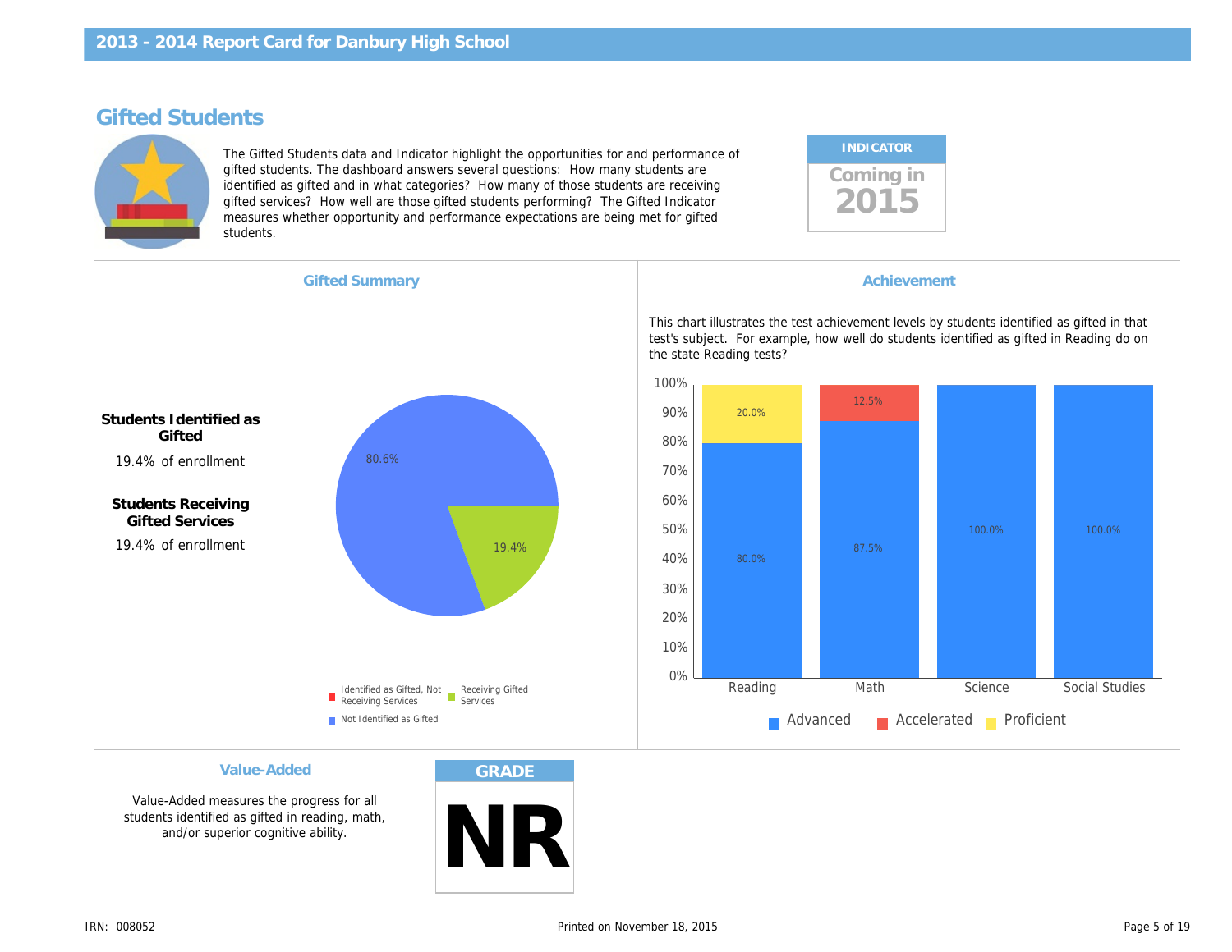## Gifted Students

The Gifted Students data and Indicator highlight the opportunities for and performance of gifted students. The dashboard answers several questions: How many students are identified as gifted and in what categories? How many of those students are receiving gifted services? How well are those gifted students performing? The Gifted Indicator measures whether opportunity and performance expectations are being met for gifted students.

**INDICATOR**

Coming in 2015

### Gifted Summary

**Students Identified as Gifted**

19.4% of enrollment

**Students Receiving Gifted Services**

19.4% of enrollment

| Category | Percent |
|---|---|
| Not Identified as Gifted | 80.6% |
| Receiving Gifted Services | 19.4% |
| Identified as Gifted, Not Receiving Services | |

### Achievement

This chart illustrates the test achievement levels by students identified as gifted in that test's subject. For example, how well do students identified as gifted in Reading do on the state Reading tests?

| Subject | Advanced | Accelerated | Proficient |
|---|---|---|---|
| Reading | 80.0% | | 20.0% |
| Math | 87.5% | 12.5% | |
| Science | 100.0% | | |
| Social Studies | 100.0% | | |

### Value-Added

Value-Added measures the progress for all students identified as gifted in reading, math, and/or superior cognitive ability.

**GRADE**

NR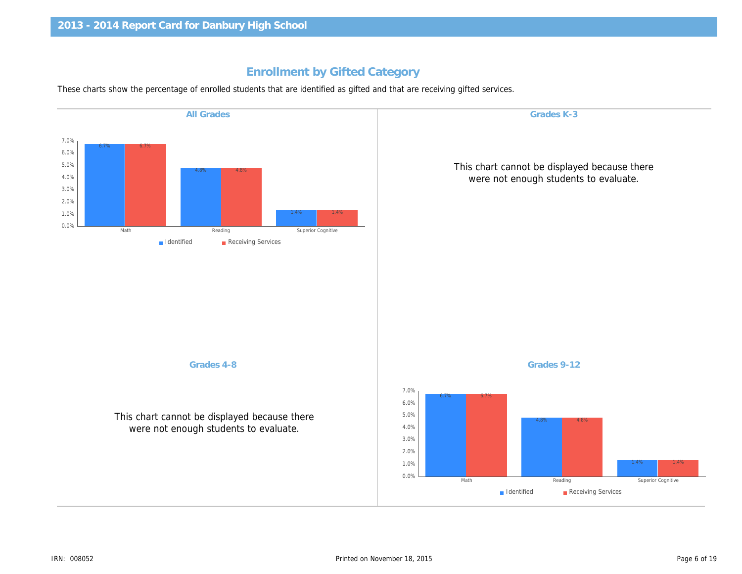## Enrollment by Gifted Category

These charts show the percentage of enrolled students that are identified as gifted and that are receiving gifted services.

### All Grades

| | Identified | Receiving Services |
|---|---|---|
| Math | 6.7% | 6.7% |
| Reading | 4.8% | 4.8% |
| Superior Cognitive | 1.4% | 1.4% |

### Grades K-3

This chart cannot be displayed because there were not enough students to evaluate.

### Grades 4-8

This chart cannot be displayed because there were not enough students to evaluate.

### Grades 9-12

| | Identified | Receiving Services |
|---|---|---|
| Math | 6.7% | 6.7% |
| Reading | 4.8% | 4.8% |
| Superior Cognitive | 1.4% | 1.4% |

IRN: 008052

Printed on November 18, 2015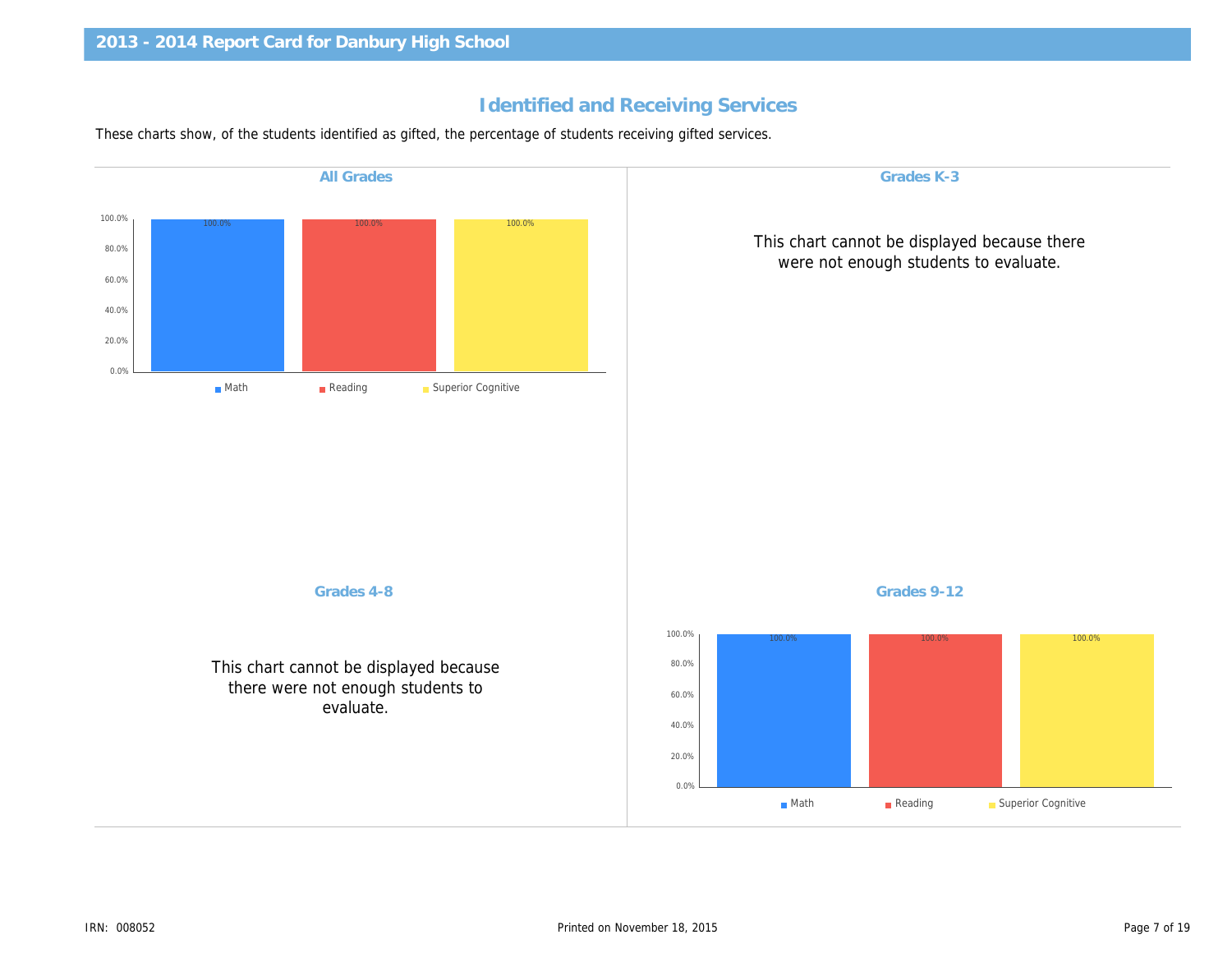## Identified and Receiving Services

These charts show, of the students identified as gifted, the percentage of students receiving gifted services.

### All Grades

| | Math | Reading | Superior Cognitive |
|---|---|---|---|
| All Grades | 100.0% | 100.0% | 100.0% |

### Grades K-3

This chart cannot be displayed because there were not enough students to evaluate.

### Grades 4-8

This chart cannot be displayed because there were not enough students to evaluate.

### Grades 9-12

| | Math | Reading | Superior Cognitive |
|---|---|---|---|
| Grades 9-12 | 100.0% | 100.0% | 100.0% |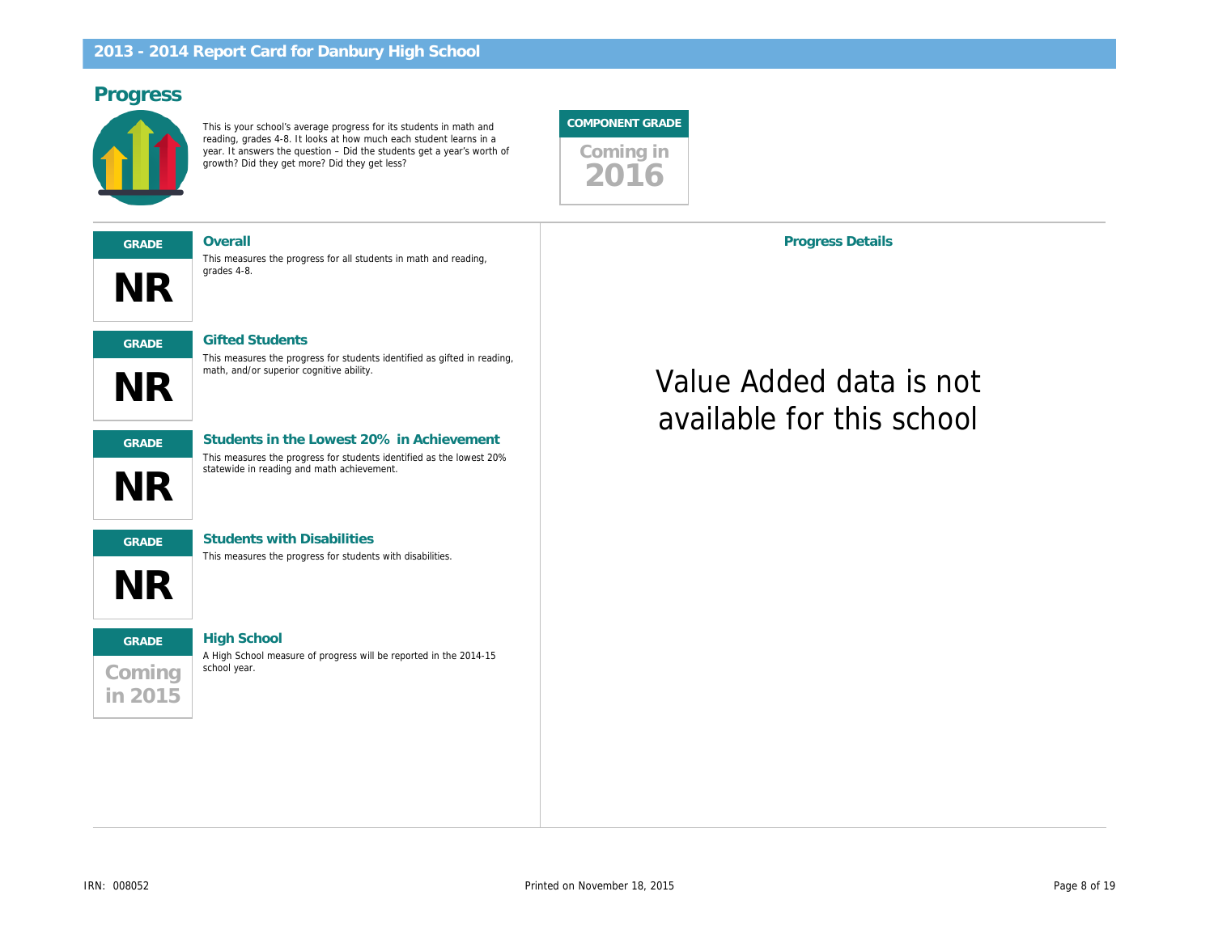## 2013 - 2014 Report Card for Danbury High School

## Progress

This is your school's average progress for its students in math and reading, grades 4-8. It looks at how much each student learns in a year. It answers the question – Did the students get a year's worth of growth? Did they get more? Did they get less?

**COMPONENT GRADE**

Coming in 2016

---

**GRADE**

**NR**

### Overall

This measures the progress for all students in math and reading, grades 4-8.

**GRADE**

**NR**

### Gifted Students

This measures the progress for students identified as gifted in reading, math, and/or superior cognitive ability.

**GRADE**

**NR**

### Students in the Lowest 20% in Achievement

This measures the progress for students identified as the lowest 20% statewide in reading and math achievement.

**GRADE**

**NR**

### Students with Disabilities

This measures the progress for students with disabilities.

**GRADE**

Coming in 2015

### High School

A High School measure of progress will be reported in the 2014-15 school year.

### Progress Details

Value Added data is not available for this school

IRN: 008052

Printed on November 18, 2015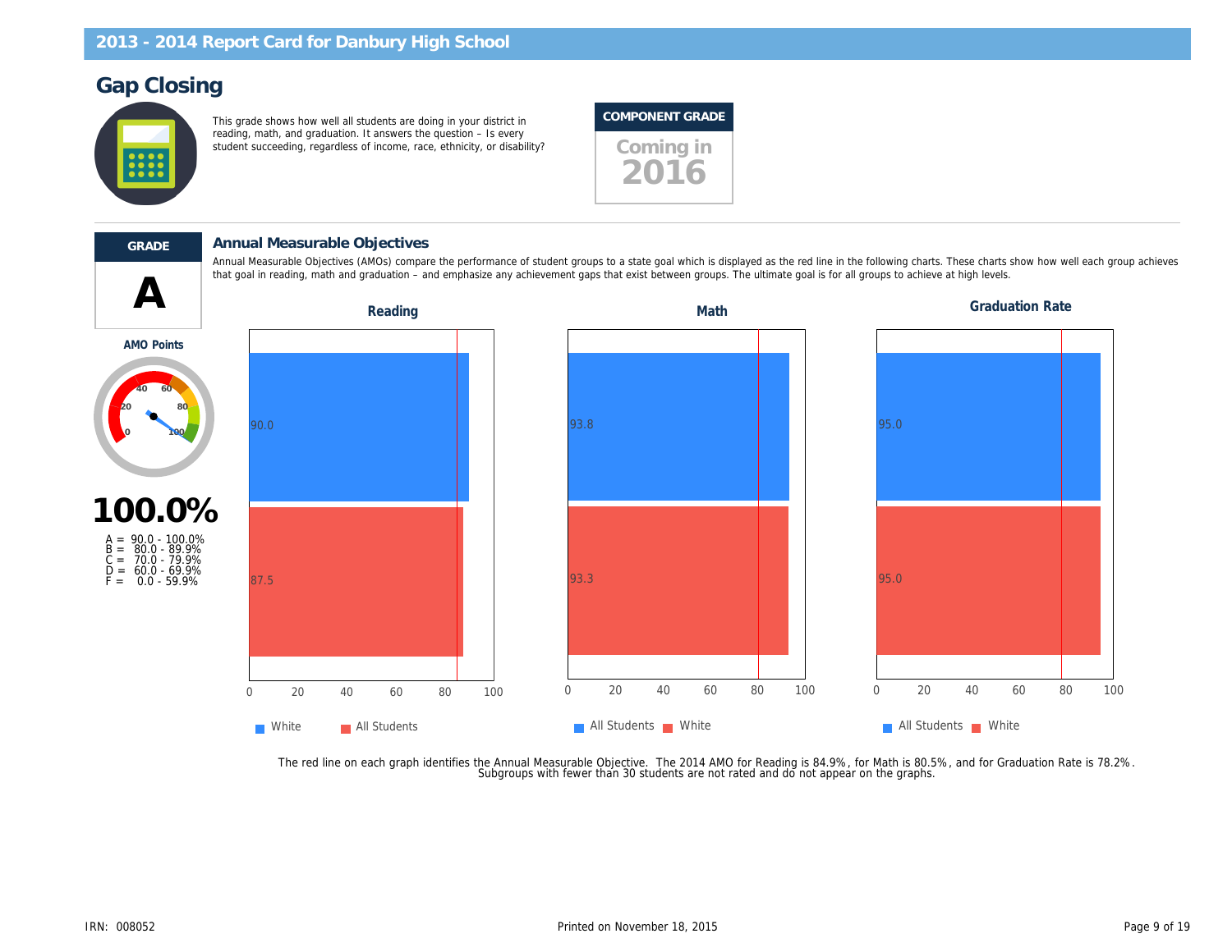## 2013 - 2014 Report Card for Danbury High School

# Gap Closing

This grade shows how well all students are doing in your district in reading, math, and graduation. It answers the question – Is every student succeeding, regardless of income, race, ethnicity, or disability?

**COMPONENT GRADE**

Coming in 2016

---

**GRADE**

**A**

**AMO Points**

**100.0%**

A = 90.0 - 100.0%
B = 80.0 - 89.9%
C = 70.0 - 79.9%
D = 60.0 - 69.9%
F = 0.0 - 59.9%

### Annual Measurable Objectives

Annual Measurable Objectives (AMOs) compare the performance of student groups to a state goal which is displayed as the red line in the following charts. These charts show how well each group achieves that goal in reading, math and graduation – and emphasize any achievement gaps that exist between groups. The ultimate goal is for all groups to achieve at high levels.

**Reading**

| Group | Value |
|---|---|
| White | 90.0 |
| All Students | 87.5 |

**Math**

| Group | Value |
|---|---|
| All Students | 93.8 |
| White | 93.3 |

**Graduation Rate**

| Group | Value |
|---|---|
| All Students | 95.0 |
| White | 95.0 |

The red line on each graph identifies the Annual Measurable Objective. The 2014 AMO for Reading is 84.9%, for Math is 80.5%, and for Graduation Rate is 78.2%.
Subgroups with fewer than 30 students are not rated and do not appear on the graphs.

IRN: 008052

Printed on November 18, 2015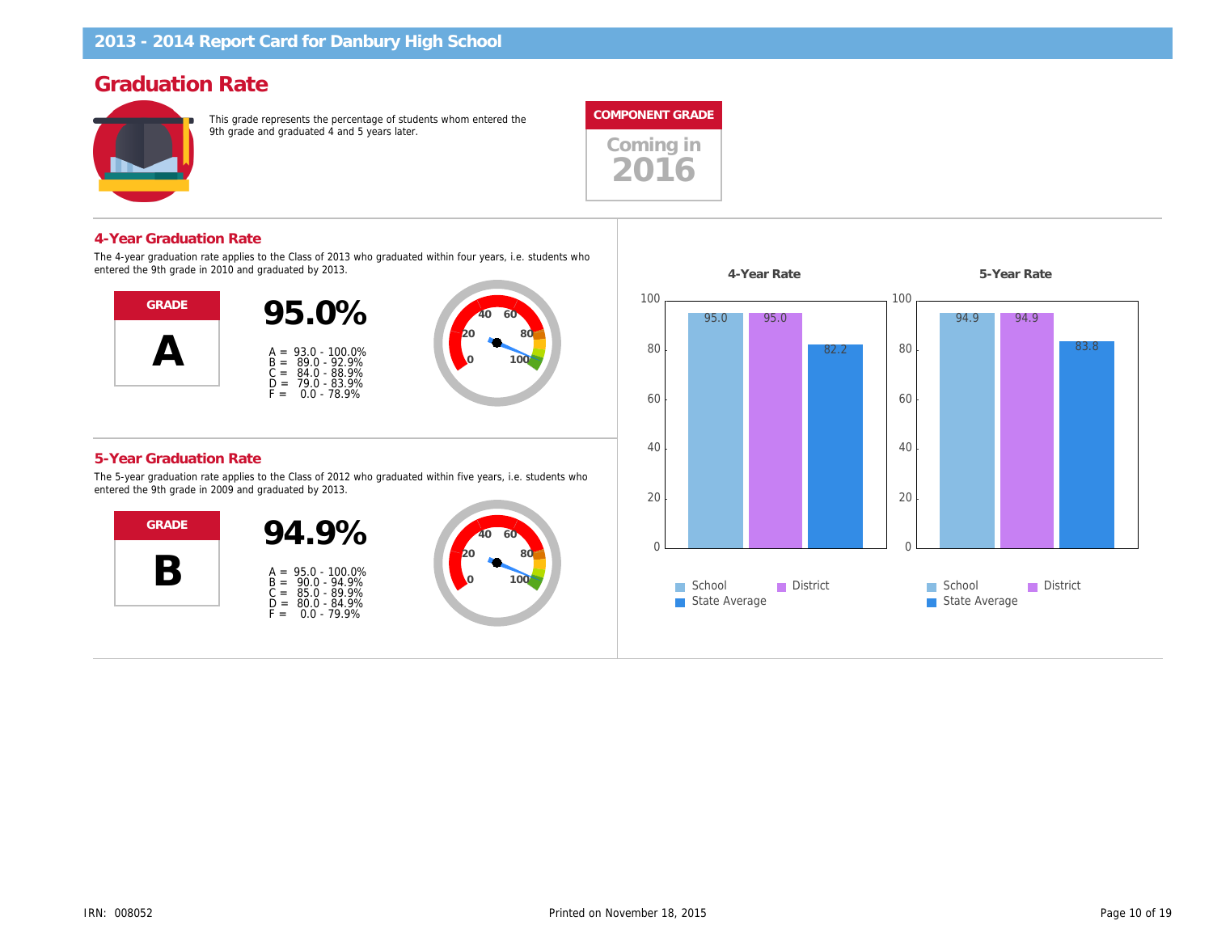## 2013 - 2014 Report Card for Danbury High School

# Graduation Rate

This grade represents the percentage of students whom entered the 9th grade and graduated 4 and 5 years later.

**COMPONENT GRADE**

Coming in 2016

## 4-Year Graduation Rate

The 4-year graduation rate applies to the Class of 2013 who graduated within four years, i.e. students who entered the 9th grade in 2010 and graduated by 2013.

**GRADE**

**A**

**95.0%**

A = 93.0 - 100.0%
B = 89.0 - 92.9%
C = 84.0 - 88.9%
D = 79.0 - 83.9%
F = 0.0 - 78.9%

## 5-Year Graduation Rate

The 5-year graduation rate applies to the Class of 2012 who graduated within five years, i.e. students who entered the 9th grade in 2009 and graduated by 2013.

**GRADE**

**B**

**94.9%**

A = 95.0 - 100.0%
B = 90.0 - 94.9%
C = 85.0 - 89.9%
D = 80.0 - 84.9%
F = 0.0 - 79.9%

| | School | District | State Average |
|---|---|---|---|
| 4-Year Rate | 95.0 | 95.0 | 82.2 |
| 5-Year Rate | 94.9 | 94.9 | 83.8 |

IRN: 008052

Printed on November 18, 2015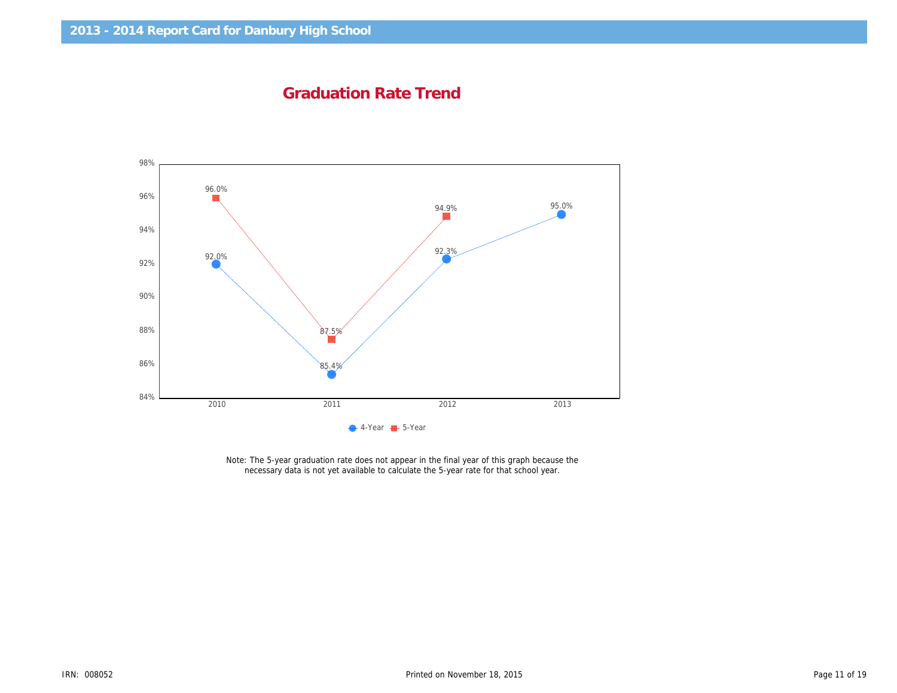## 2013 - 2014 Report Card for Danbury High School

# Graduation Rate Trend

| Year | 4-Year | 5-Year |
|---|---|---|
| 2010 | 92.0% | 96.0% |
| 2011 | 85.4% | 87.5% |
| 2012 | 92.3% | 94.9% |
| 2013 | 95.0% | |

Note: The 5-year graduation rate does not appear in the final year of this graph because the necessary data is not yet available to calculate the 5-year rate for that school year.

IRN: 008052

Printed on November 18, 2015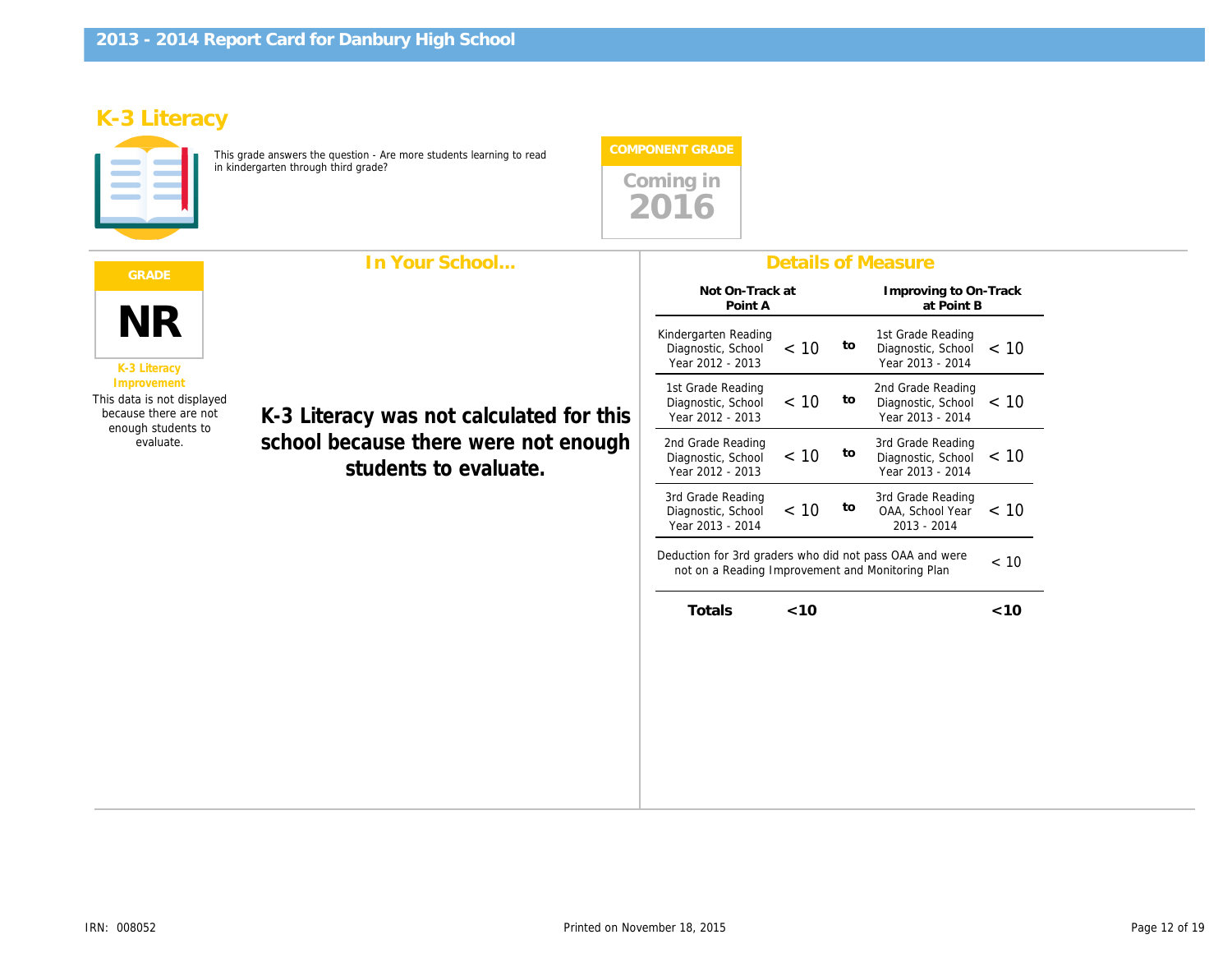## K-3 Literacy

This grade answers the question - Are more students learning to read in kindergarten through third grade?

**COMPONENT GRADE**

Coming in 2016

**GRADE**

**NR**

**K-3 Literacy Improvement**

This data is not displayed because there are not enough students to evaluate.

### In Your School...

**K-3 Literacy was not calculated for this school because there were not enough students to evaluate.**

### Details of Measure

| Not On-Track at Point A | | | Improving to On-Track at Point B | |
|---|---|---|---|---|
| Kindergarten Reading Diagnostic, School Year 2012 - 2013 | < 10 | to | 1st Grade Reading Diagnostic, School Year 2013 - 2014 | < 10 |
| 1st Grade Reading Diagnostic, School Year 2012 - 2013 | < 10 | to | 2nd Grade Reading Diagnostic, School Year 2013 - 2014 | < 10 |
| 2nd Grade Reading Diagnostic, School Year 2012 - 2013 | < 10 | to | 3rd Grade Reading Diagnostic, School Year 2013 - 2014 | < 10 |
| 3rd Grade Reading Diagnostic, School Year 2013 - 2014 | < 10 | to | 3rd Grade Reading OAA, School Year 2013 - 2014 | < 10 |
| Deduction for 3rd graders who did not pass OAA and were not on a Reading Improvement and Monitoring Plan | | | | < 10 |
| **Totals** | **<10** | | | **<10** |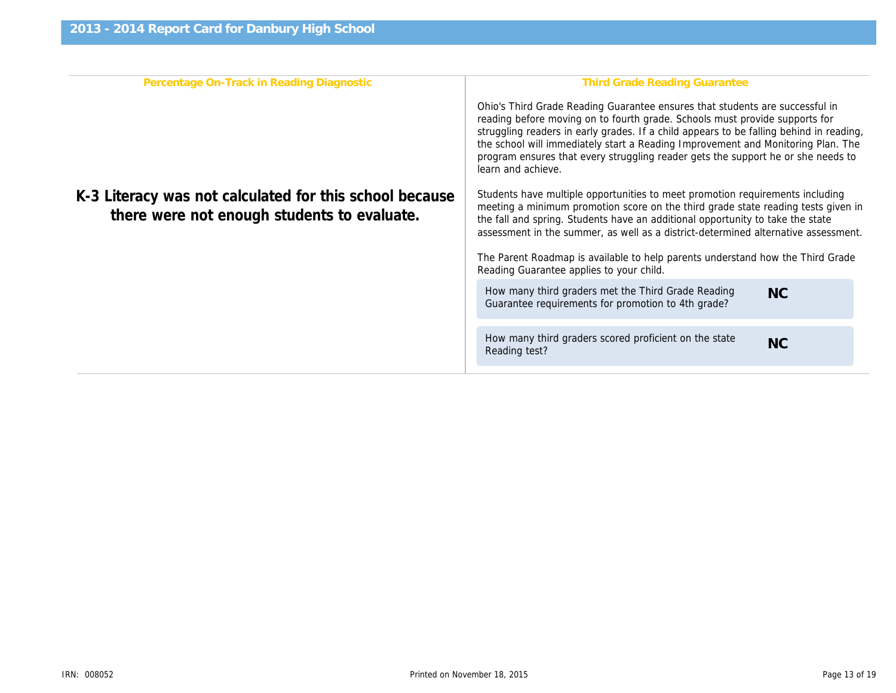## Percentage On-Track in Reading Diagnostic

**K-3 Literacy was not calculated for this school because there were not enough students to evaluate.**

## Third Grade Reading Guarantee

Ohio's Third Grade Reading Guarantee ensures that students are successful in reading before moving on to fourth grade. Schools must provide supports for struggling readers in early grades. If a child appears to be falling behind in reading, the school will immediately start a Reading Improvement and Monitoring Plan. The program ensures that every struggling reader gets the support he or she needs to learn and achieve.

Students have multiple opportunities to meet promotion requirements including meeting a minimum promotion score on the third grade state reading tests given in the fall and spring. Students have an additional opportunity to take the state assessment in the summer, as well as a district-determined alternative assessment.

The Parent Roadmap is available to help parents understand how the Third Grade Reading Guarantee applies to your child.

| | |
|---|---|
| How many third graders met the Third Grade Reading Guarantee requirements for promotion to 4th grade? | **NC** |
| How many third graders scored proficient on the state Reading test? | **NC** |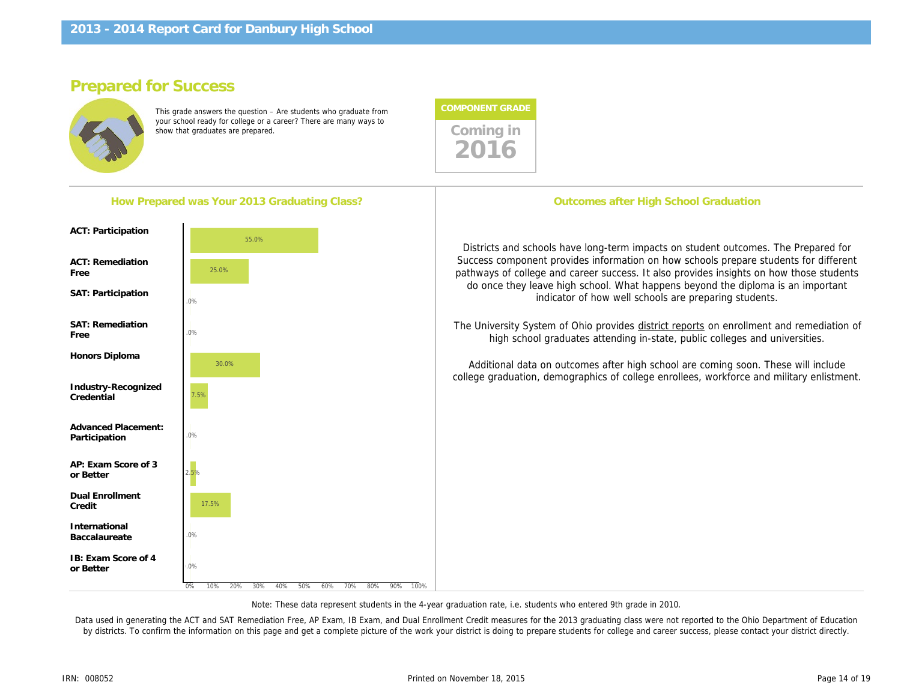# 2013 - 2014 Report Card for Danbury High School

## Prepared for Success

This grade answers the question – Are students who graduate from your school ready for college or a career? There are many ways to show that graduates are prepared.

**COMPONENT GRADE**

Coming in **2016**

### How Prepared was Your 2013 Graduating Class?

| Measure | Percent |
|---|---|
| ACT: Participation | 55.0% |
| ACT: Remediation Free | 25.0% |
| SAT: Participation | .0% |
| SAT: Remediation Free | .0% |
| Honors Diploma | 30.0% |
| Industry-Recognized Credential | 7.5% |
| Advanced Placement: Participation | .0% |
| AP: Exam Score of 3 or Better | 2.5% |
| Dual Enrollment Credit | 17.5% |
| International Baccalaureate | .0% |
| IB: Exam Score of 4 or Better | .0% |

### Outcomes after High School Graduation

Districts and schools have long-term impacts on student outcomes. The Prepared for Success component provides information on how schools prepare students for different pathways of college and career success. It also provides insights on how those students do once they leave high school. What happens beyond the diploma is an important indicator of how well schools are preparing students.

The University System of Ohio provides district reports on enrollment and remediation of high school graduates attending in-state, public colleges and universities.

Additional data on outcomes after high school are coming soon. These will include college graduation, demographics of college enrollees, workforce and military enlistment.

Note: These data represent students in the 4-year graduation rate, i.e. students who entered 9th grade in 2010.

Data used in generating the ACT and SAT Remediation Free, AP Exam, IB Exam, and Dual Enrollment Credit measures for the 2013 graduating class were not reported to the Ohio Department of Education by districts. To confirm the information on this page and get a complete picture of the work your district is doing to prepare students for college and career success, please contact your district directly.

IRN: 008052 Printed on November 18, 2015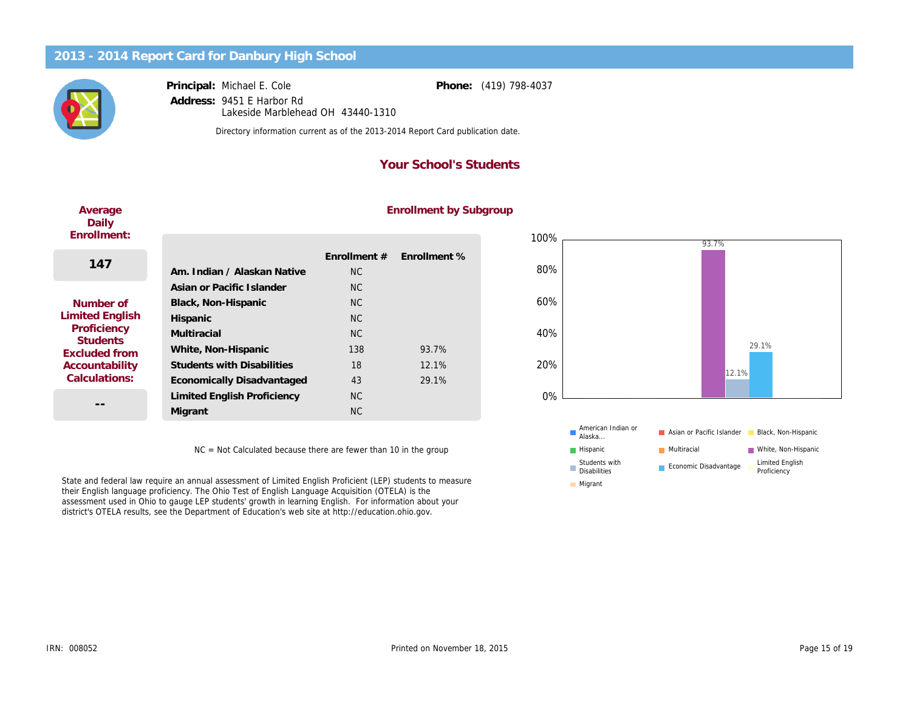# 2013 - 2014 Report Card for Danbury High School

**Principal:** Michael E. Cole

**Address:** 9451 E Harbor Rd
Lakeside Marblehead OH 43440-1310

**Phone:** (419) 798-4037

Directory information current as of the 2013-2014 Report Card publication date.

## Your School's Students

**Average Daily Enrollment:**

**147**

**Number of Limited English Proficiency Students Excluded from Accountability Calculations:**

**--**

### Enrollment by Subgroup

| | Enrollment # | Enrollment % |
|---|---|---|
| **Am. Indian / Alaskan Native** | NC | |
| **Asian or Pacific Islander** | NC | |
| **Black, Non-Hispanic** | NC | |
| **Hispanic** | NC | |
| **Multiracial** | NC | |
| **White, Non-Hispanic** | 138 | 93.7% |
| **Students with Disabilities** | 18 | 12.1% |
| **Economically Disadvantaged** | 43 | 29.1% |
| **Limited English Proficiency** | NC | |
| **Migrant** | NC | |

NC = Not Calculated because there are fewer than 10 in the group

State and federal law require an annual assessment of Limited English Proficient (LEP) students to measure their English language proficiency. The Ohio Test of English Language Acquisition (OTELA) is the assessment used in Ohio to gauge LEP students' growth in learning English. For information about your district's OTELA results, see the Department of Education's web site at http://education.ohio.gov.

IRN: 008052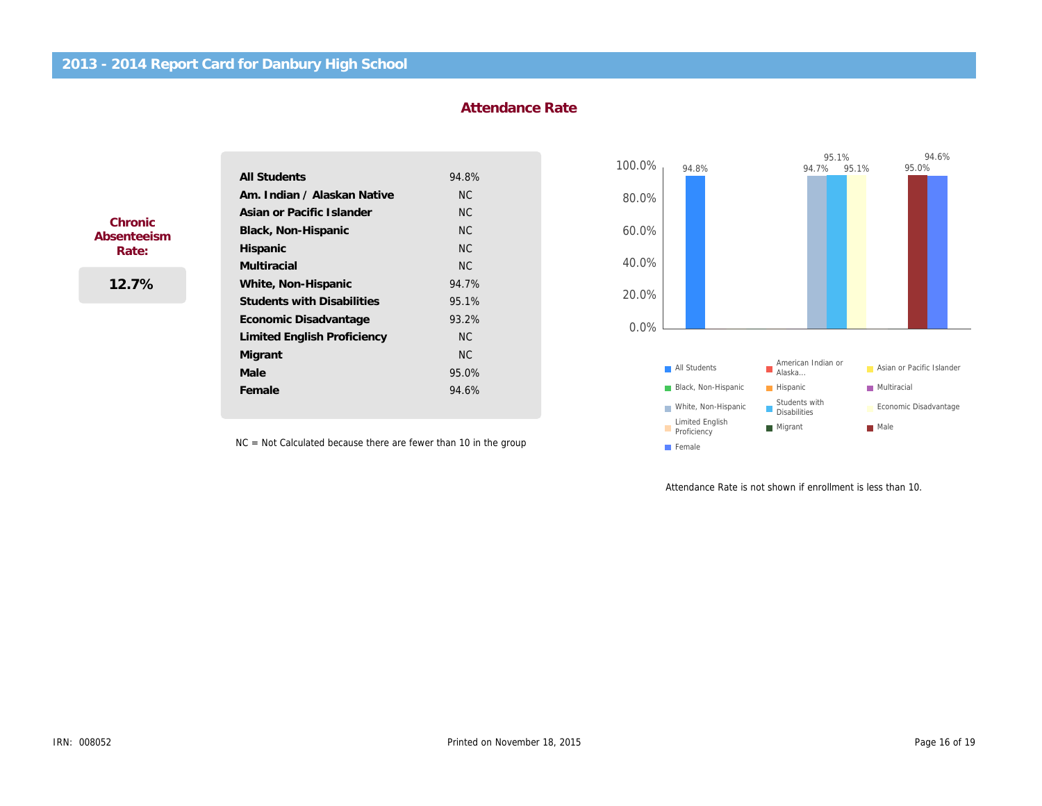## 2013 - 2014 Report Card for Danbury High School

### Attendance Rate

**Chronic Absenteeism Rate:**

**12.7%**

| Group | Rate |
| --- | --- |
| **All Students** | 94.8% |
| **Am. Indian / Alaskan Native** | NC |
| **Asian or Pacific Islander** | NC |
| **Black, Non-Hispanic** | NC |
| **Hispanic** | NC |
| **Multiracial** | NC |
| **White, Non-Hispanic** | 94.7% |
| **Students with Disabilities** | 95.1% |
| **Economic Disadvantage** | 93.2% |
| **Limited English Proficiency** | NC |
| **Migrant** | NC |
| **Male** | 95.0% |
| **Female** | 94.6% |

NC = Not Calculated because there are fewer than 10 in the group

Attendance Rate is not shown if enrollment is less than 10.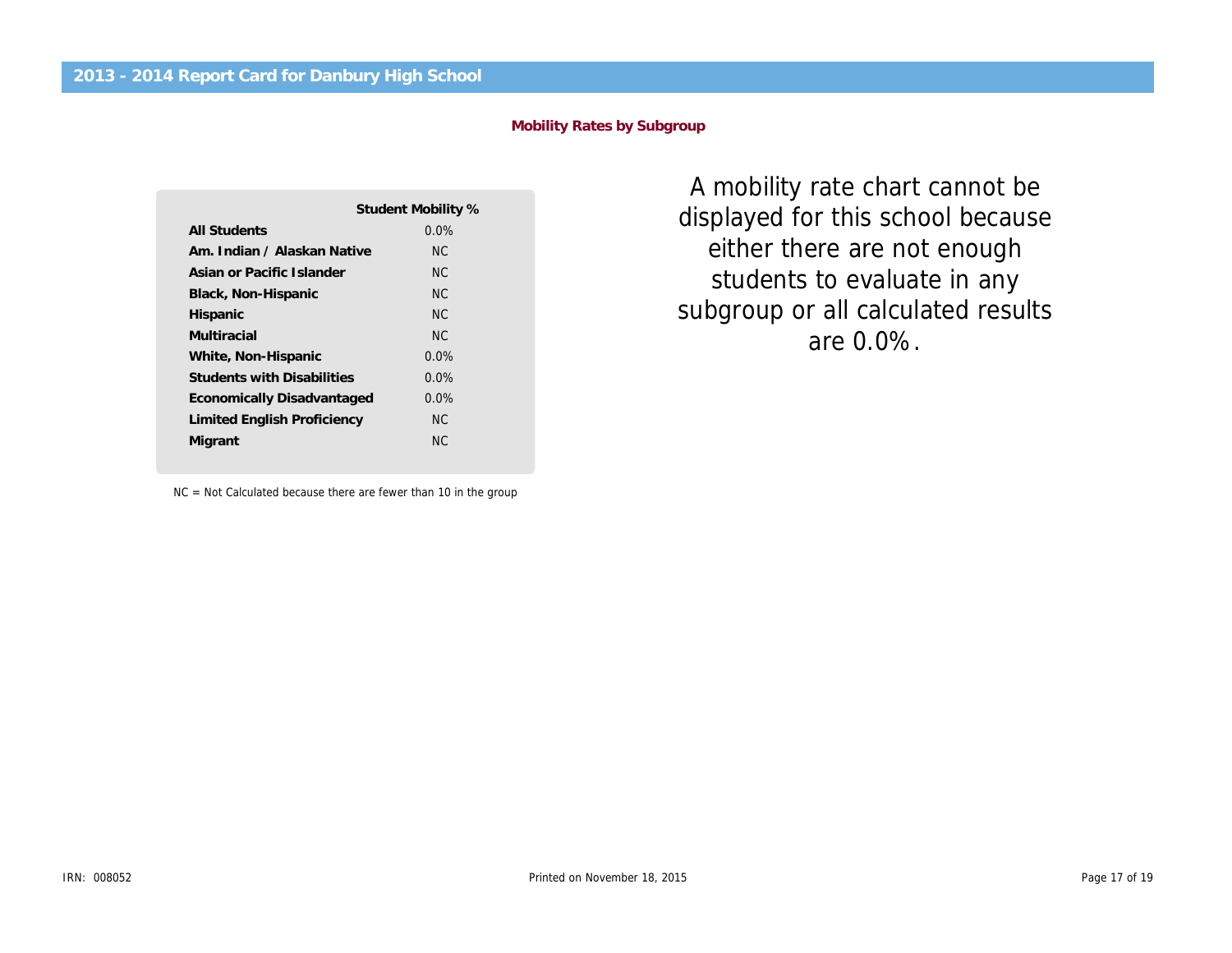## 2013 - 2014 Report Card for Danbury High School

### Mobility Rates by Subgroup

| | Student Mobility % |
|---|---|
| **All Students** | 0.0% |
| **Am. Indian / Alaskan Native** | NC |
| **Asian or Pacific Islander** | NC |
| **Black, Non-Hispanic** | NC |
| **Hispanic** | NC |
| **Multiracial** | NC |
| **White, Non-Hispanic** | 0.0% |
| **Students with Disabilities** | 0.0% |
| **Economically Disadvantaged** | 0.0% |
| **Limited English Proficiency** | NC |
| **Migrant** | NC |

NC = Not Calculated because there are fewer than 10 in the group

A mobility rate chart cannot be displayed for this school because either there are not enough students to evaluate in any subgroup or all calculated results are 0.0%.

IRN: 008052

Printed on November 18, 2015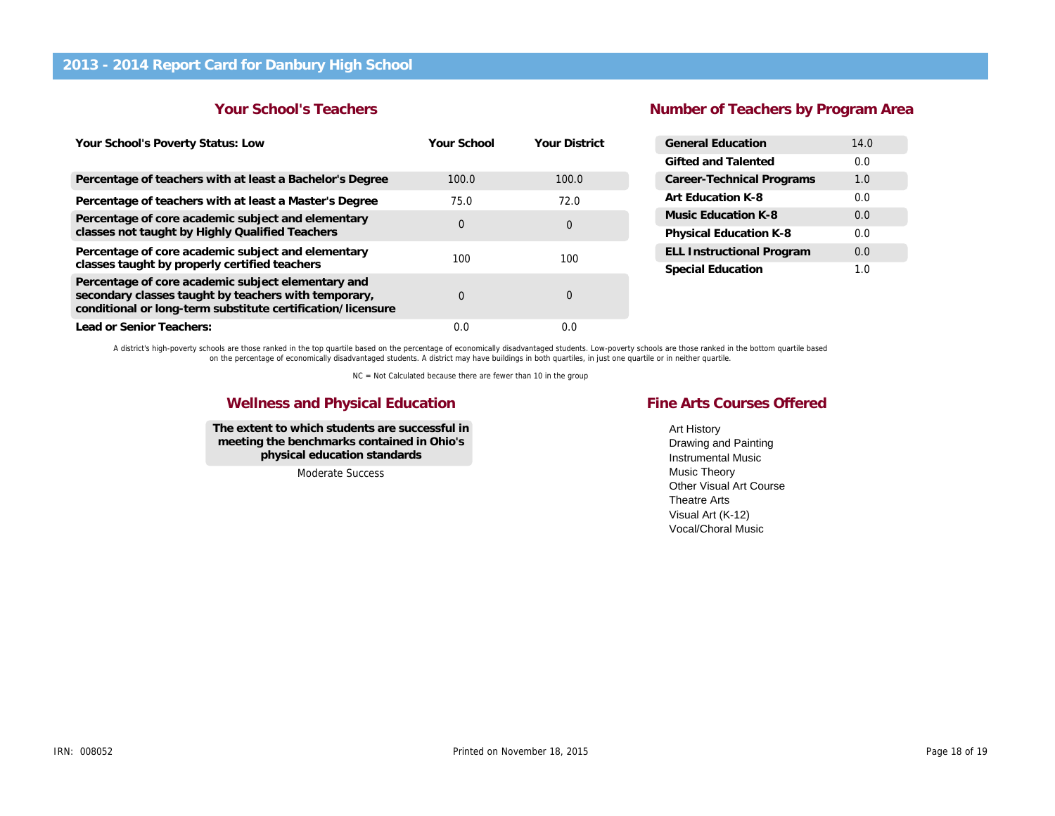# 2013 - 2014 Report Card for Danbury High School

## Your School's Teachers

| Your School's Poverty Status: Low | Your School | Your District |
|---|---|---|
| Percentage of teachers with at least a Bachelor's Degree | 100.0 | 100.0 |
| Percentage of teachers with at least a Master's Degree | 75.0 | 72.0 |
| Percentage of core academic subject and elementary classes not taught by Highly Qualified Teachers | 0 | 0 |
| Percentage of core academic subject and elementary classes taught by properly certified teachers | 100 | 100 |
| Percentage of core academic subject elementary and secondary classes taught by teachers with temporary, conditional or long-term substitute certification/licensure | 0 | 0 |
| Lead or Senior Teachers: | 0.0 | 0.0 |

## Number of Teachers by Program Area

| Program Area | Number |
|---|---|
| General Education | 14.0 |
| Gifted and Talented | 0.0 |
| Career-Technical Programs | 1.0 |
| Art Education K-8 | 0.0 |
| Music Education K-8 | 0.0 |
| Physical Education K-8 | 0.0 |
| ELL Instructional Program | 0.0 |
| Special Education | 1.0 |

A district's high-poverty schools are those ranked in the top quartile based on the percentage of economically disadvantaged students. Low-poverty schools are those ranked in the bottom quartile based on the percentage of economically disadvantaged students. A district may have buildings in both quartiles, in just one quartile or in neither quartile.

NC = Not Calculated because there are fewer than 10 in the group

## Wellness and Physical Education

**The extent to which students are successful in meeting the benchmarks contained in Ohio's physical education standards**

Moderate Success

## Fine Arts Courses Offered

- Art History
- Drawing and Painting
- Instrumental Music
- Music Theory
- Other Visual Art Course
- Theatre Arts
- Visual Art (K-12)
- Vocal/Choral Music

IRN: 008052

Printed on November 18, 2015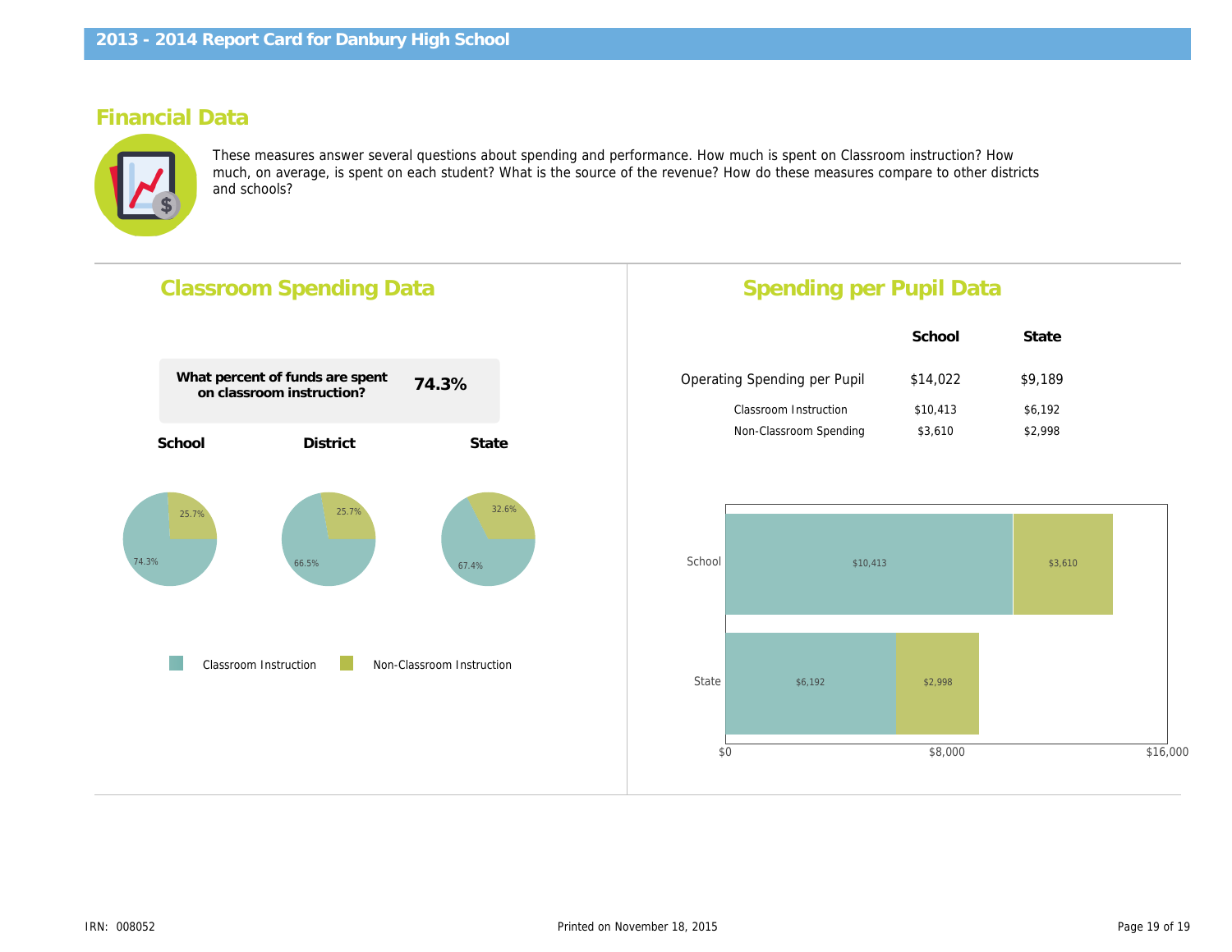## Financial Data

These measures answer several questions about spending and performance. How much is spent on Classroom instruction? How much, on average, is spent on each student? What is the source of the revenue? How do these measures compare to other districts and schools?

### Classroom Spending Data

| | |
|---|---|
| **What percent of funds are spent on classroom instruction?** | **74.3%** |

School

25.7%

74.3%

District

25.7%

66.5%

State

32.6%

67.4%

Classroom Instruction

Non-Classroom Instruction

### Spending per Pupil Data

| | School | State |
|---|---|---|
| Operating Spending per Pupil | $14,022 | $9,189 |
| Classroom Instruction | $10,413 | $6,192 |
| Non-Classroom Spending | $3,610 | $2,998 |

School

$10,413

$3,610

State

$6,192

$2,998

$0

$8,000

$16,000

IRN: 008052

Printed on November 18, 2015